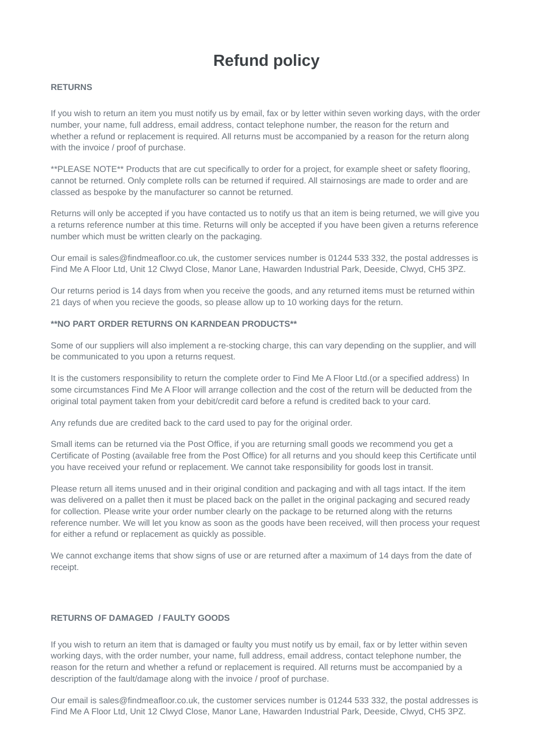# Refund policy

**RETURNS**

If you wish to return an item you must notify us by email, fax or by letter within seven working days, with the order number, your name, full address, email address, contact telephone number, the reason for the return and whether a refund or replacement is required. All returns must be accompanied by a reason for the return along with the invoice / proof of purchase.

**PLEASE NOTE** Products that are cut specifically to order for a project, for example sheet or safety flooring, cannot be returned. Only complete rolls can be returned if required. All stairnosings are made to order and are classed as bespoke by the manufacturer so cannot be returned.

Returns will only be accepted if you have contacted us to notify us that an item is being returned, we will give you a returns reference number at this time. Returns will only be accepted if you have been given a returns reference number which must be written clearly on the packaging.

Our email is sales@findmeafloor.co.uk, the customer services number is 01244 533 332, the postal addresses is Find Me A Floor Ltd, Unit 12 Clwyd Close, Manor Lane, Hawarden Industrial Park, Deeside, Clwyd, CH5 3PZ.

Our returns period is 14 days from when you receive the goods, and any returned items must be returned within 21 days of when you recieve the goods, so please allow up to 10 working days for the return.

**\*\*NO PART ORDER RETURNS ON KARNDEAN PRODUCTS\*\***

Some of our suppliers will also implement a re-stocking charge, this can vary depending on the supplier, and will be communicated to you upon a returns request.

It is the customers responsibility to return the complete order to Find Me A Floor Ltd.(or a specified address) In some circumstances Find Me A Floor will arrange collection and the cost of the return will be deducted from the original total payment taken from your debit/credit card before a refund is credited back to your card.

Any refunds due are credited back to the card used to pay for the original order.

Small items can be returned via the Post Office, if you are returning small goods we recommend you get a Certificate of Posting (available free from the Post Office) for all returns and you should keep this Certificate until you have received your refund or replacement. We cannot take responsibility for goods lost in transit.

Please return all items unused and in their original condition and packaging and with all tags intact. If the item was delivered on a pallet then it must be placed back on the pallet in the original packaging and secured ready for collection. Please write your order number clearly on the package to be returned along with the returns reference number. We will let you know as soon as the goods have been received, will then process your request for either a refund or replacement as quickly as possible.

We cannot exchange items that show signs of use or are returned after a maximum of 14 days from the date of receipt.

**RETURNS OF DAMAGED / FAULTY GOODS**

If you wish to return an item that is damaged or faulty you must notify us by email, fax or by letter within seven working days, with the order number, your name, full address, email address, contact telephone number, the reason for the return and whether a refund or replacement is required. All returns must be accompanied by a description of the fault/damage along with the invoice / proof of purchase.

Our email is sales@findmeafloor.co.uk, the customer services number is 01244 533 332, the postal addresses is Find Me A Floor Ltd, Unit 12 Clwyd Close, Manor Lane, Hawarden Industrial Park, Deeside, Clwyd, CH5 3PZ.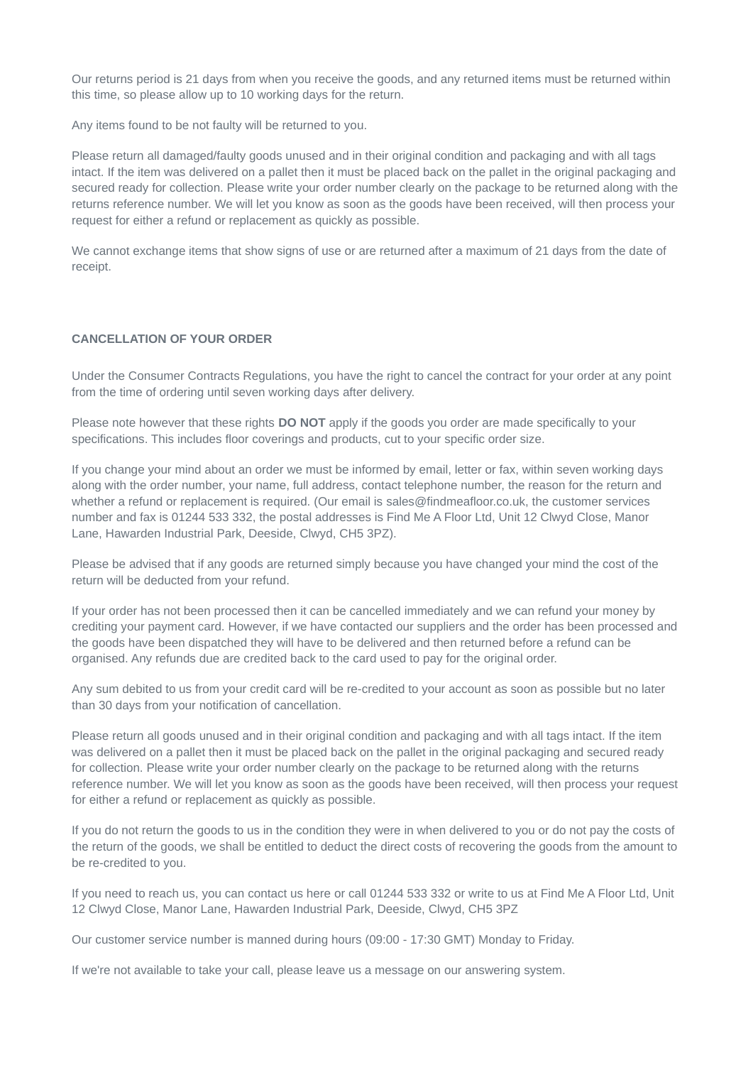Our returns period is 21 days from when you receive the goods, and any returned items must be returned within this time, so please allow up to 10 working days for the return.

Any items found to be not faulty will be returned to you.

Please return all damaged/faulty goods unused and in their original condition and packaging and with all tags intact. If the item was delivered on a pallet then it must be placed back on the pallet in the original packaging and secured ready for collection. Please write your order number clearly on the package to be returned along with the returns reference number. We will let you know as soon as the goods have been received, will then process your request for either a refund or replacement as quickly as possible.

We cannot exchange items that show signs of use or are returned after a maximum of 21 days from the date of receipt.

**CANCELLATION OF YOUR ORDER**

Under the Consumer Contracts Regulations, you have the right to cancel the contract for your order at any point from the time of ordering until seven working days after delivery.

Please note however that these rights **DO NOT** apply if the goods you order are made specifically to your specifications. This includes floor coverings and products, cut to your specific order size.

If you change your mind about an order we must be informed by email, letter or fax, within seven working days along with the order number, your name, full address, contact telephone number, the reason for the return and whether a refund or replacement is required. (Our email is sales@findmeafloor.co.uk, the customer services number and fax is 01244 533 332, the postal addresses is Find Me A Floor Ltd, Unit 12 Clwyd Close, Manor Lane, Hawarden Industrial Park, Deeside, Clwyd, CH5 3PZ).

Please be advised that if any goods are returned simply because you have changed your mind the cost of the return will be deducted from your refund.

If your order has not been processed then it can be cancelled immediately and we can refund your money by crediting your payment card. However, if we have contacted our suppliers and the order has been processed and the goods have been dispatched they will have to be delivered and then returned before a refund can be organised. Any refunds due are credited back to the card used to pay for the original order.

Any sum debited to us from your credit card will be re-credited to your account as soon as possible but no later than 30 days from your notification of cancellation.

Please return all goods unused and in their original condition and packaging and with all tags intact. If the item was delivered on a pallet then it must be placed back on the pallet in the original packaging and secured ready for collection. Please write your order number clearly on the package to be returned along with the returns reference number. We will let you know as soon as the goods have been received, will then process your request for either a refund or replacement as quickly as possible.

If you do not return the goods to us in the condition they were in when delivered to you or do not pay the costs of the return of the goods, we shall be entitled to deduct the direct costs of recovering the goods from the amount to be re-credited to you.

If you need to reach us, you can contact us here or call 01244 533 332 or write to us at Find Me A Floor Ltd, Unit 12 Clwyd Close, Manor Lane, Hawarden Industrial Park, Deeside, Clwyd, CH5 3PZ

Our customer service number is manned during hours (09:00 - 17:30 GMT) Monday to Friday.

If we're not available to take your call, please leave us a message on our answering system.